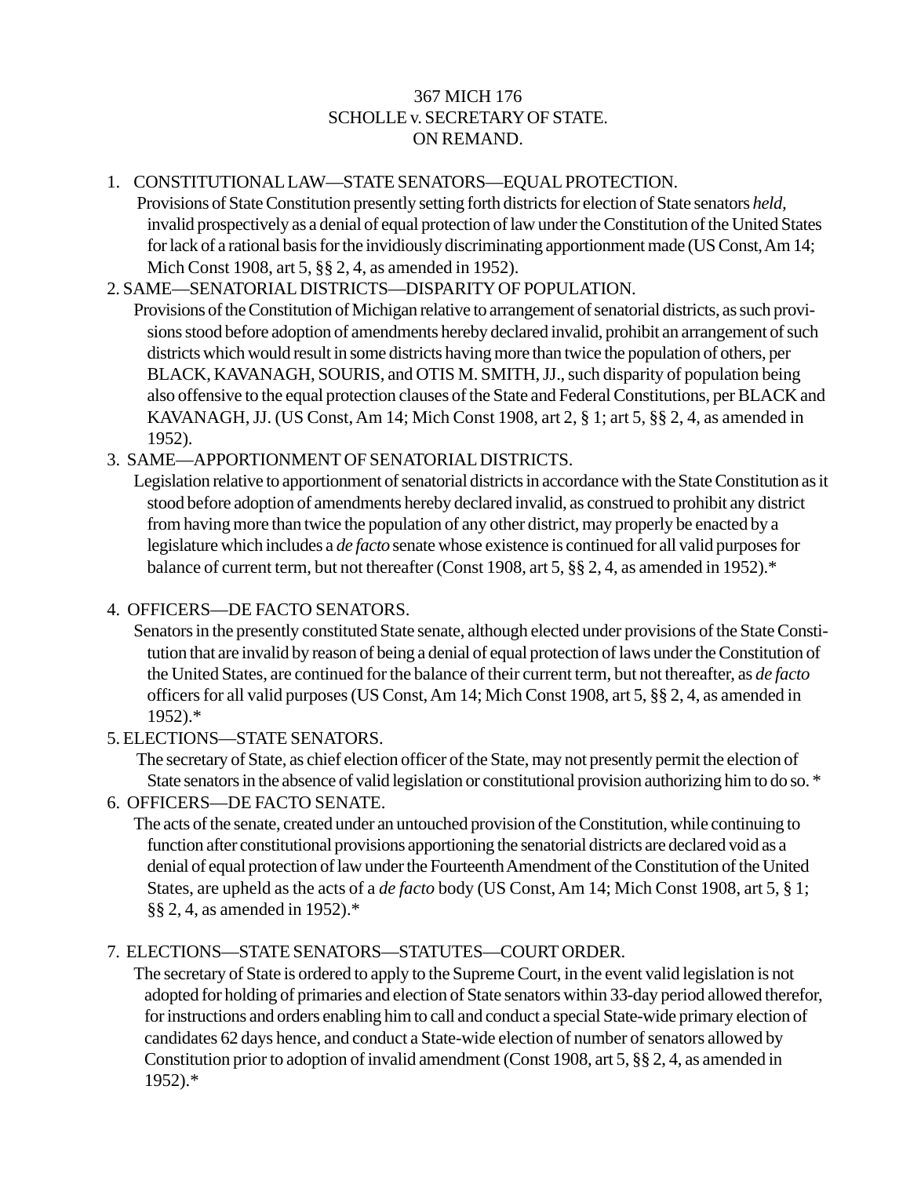367 MICH 176
SCHOLLE v. SECRETARY OF STATE.
ON REMAND.

1. CONSTITUTIONAL LAW—STATE SENATORS—EQUAL PROTECTION.
   Provisions of State Constitution presently setting forth districts for election of State senators *held,* invalid prospectively as a denial of equal protection of law under the Constitution of the United States for lack of a rational basis for the invidiously discriminating apportionment made (US Const, Am 14; Mich Const 1908, art 5, §§ 2, 4, as amended in 1952).

2. SAME—SENATORIAL DISTRICTS—DISPARITY OF POPULATION.
   Provisions of the Constitution of Michigan relative to arrangement of senatorial districts, as such provisions stood before adoption of amendments hereby declared invalid, prohibit an arrangement of such districts which would result in some districts having more than twice the population of others, per BLACK, KAVANAGH, SOURIS, and OTIS M. SMITH, JJ., such disparity of population being also offensive to the equal protection clauses of the State and Federal Constitutions, per BLACK and KAVANAGH, JJ. (US Const, Am 14; Mich Const 1908, art 2, § 1; art 5, §§ 2, 4, as amended in 1952).

3. SAME—APPORTIONMENT OF SENATORIAL DISTRICTS.
   Legislation relative to apportionment of senatorial districts in accordance with the State Constitution as it stood before adoption of amendments hereby declared invalid, as construed to prohibit any district from having more than twice the population of any other district, may properly be enacted by a legislature which includes a *de facto* senate whose existence is continued for all valid purposes for balance of current term, but not thereafter (Const 1908, art 5, §§ 2, 4, as amended in 1952).*

4. OFFICERS—DE FACTO SENATORS.
   Senators in the presently constituted State senate, although elected under provisions of the State Constitution that are invalid by reason of being a denial of equal protection of laws under the Constitution of the United States, are continued for the balance of their current term, but not thereafter, as *de facto* officers for all valid purposes (US Const, Am 14; Mich Const 1908, art 5, §§ 2, 4, as amended in 1952).*

5. ELECTIONS—STATE SENATORS.
   The secretary of State, as chief election officer of the State, may not presently permit the election of State senators in the absence of valid legislation or constitutional provision authorizing him to do so. *

6. OFFICERS—DE FACTO SENATE.
   The acts of the senate, created under an untouched provision of the Constitution, while continuing to function after constitutional provisions apportioning the senatorial districts are declared void as a denial of equal protection of law under the Fourteenth Amendment of the Constitution of the United States, are upheld as the acts of a *de facto* body (US Const, Am 14; Mich Const 1908, art 5, § 1; §§ 2, 4, as amended in 1952).*

7. ELECTIONS—STATE SENATORS—STATUTES—COURT ORDER.
   The secretary of State is ordered to apply to the Supreme Court, in the event valid legislation is not adopted for holding of primaries and election of State senators within 33-day period allowed therefor, for instructions and orders enabling him to call and conduct a special State-wide primary election of candidates 62 days hence, and conduct a State-wide election of number of senators allowed by Constitution prior to adoption of invalid amendment (Const 1908, art 5, §§ 2, 4, as amended in 1952).*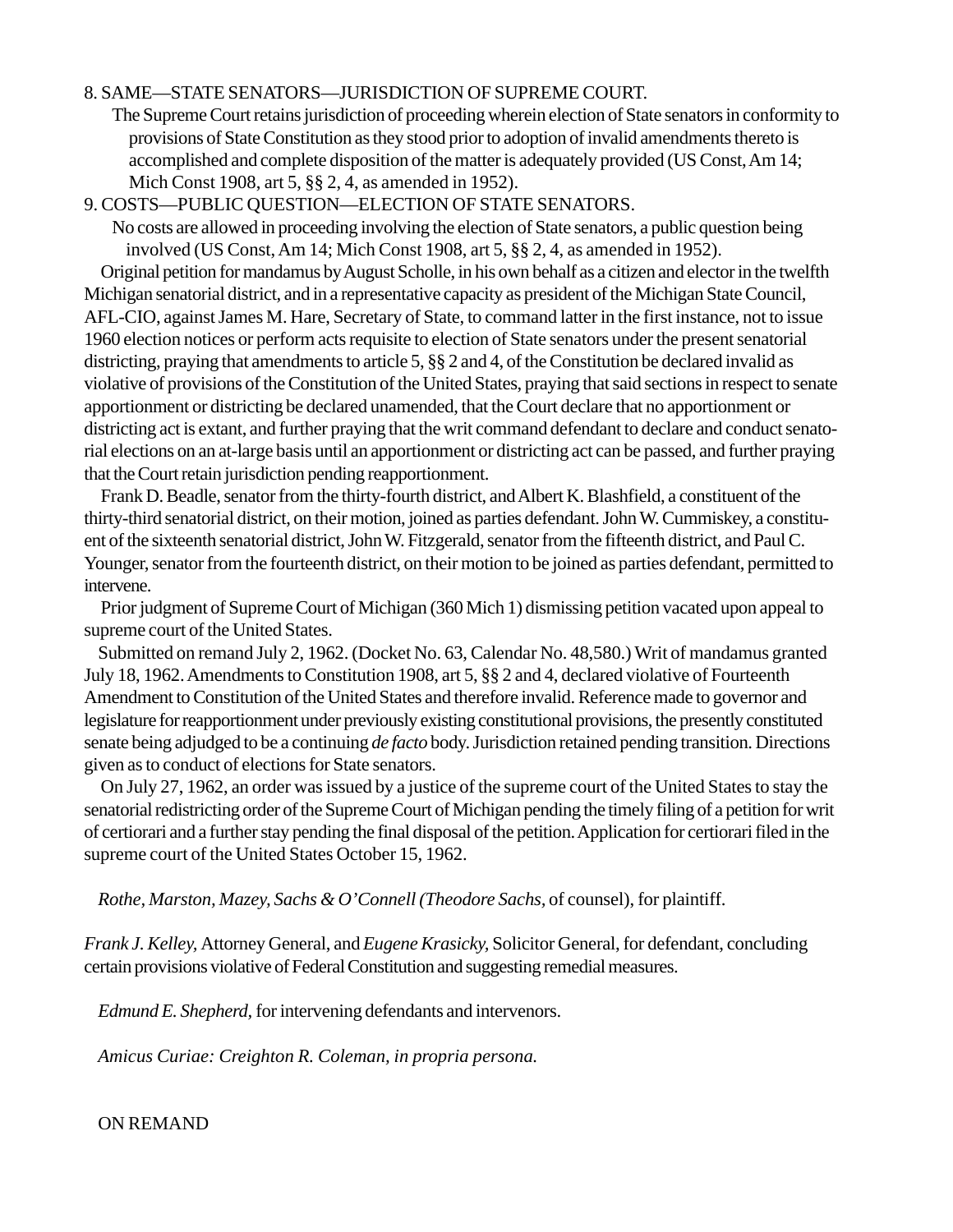8. SAME—STATE SENATORS—JURISDICTION OF SUPREME COURT.

The Supreme Court retains jurisdiction of proceeding wherein election of State senators in conformity to provisions of State Constitution as they stood prior to adoption of invalid amendments thereto is accomplished and complete disposition of the matter is adequately provided (US Const, Am 14; Mich Const 1908, art 5, §§ 2, 4, as amended in 1952).

9. COSTS—PUBLIC QUESTION—ELECTION OF STATE SENATORS.

No costs are allowed in proceeding involving the election of State senators, a public question being involved (US Const, Am 14; Mich Const 1908, art 5, §§ 2, 4, as amended in 1952).

Original petition for mandamus by August Scholle, in his own behalf as a citizen and elector in the twelfth Michigan senatorial district, and in a representative capacity as president of the Michigan State Council, AFL-CIO, against James M. Hare, Secretary of State, to command latter in the first instance, not to issue 1960 election notices or perform acts requisite to election of State senators under the present senatorial districting, praying that amendments to article 5, §§ 2 and 4, of the Constitution be declared invalid as violative of provisions of the Constitution of the United States, praying that said sections in respect to senate apportionment or districting be declared unamended, that the Court declare that no apportionment or districting act is extant, and further praying that the writ command defendant to declare and conduct senatorial elections on an at-large basis until an apportionment or districting act can be passed, and further praying that the Court retain jurisdiction pending reapportionment.

Frank D. Beadle, senator from the thirty-fourth district, and Albert K. Blashfield, a constituent of the thirty-third senatorial district, on their motion, joined as parties defendant. John W. Cummiskey, a constituent of the sixteenth senatorial district, John W. Fitzgerald, senator from the fifteenth district, and Paul C. Younger, senator from the fourteenth district, on their motion to be joined as parties defendant, permitted to intervene.

Prior judgment of Supreme Court of Michigan (360 Mich 1) dismissing petition vacated upon appeal to supreme court of the United States.

Submitted on remand July 2, 1962. (Docket No. 63, Calendar No. 48,580.) Writ of mandamus granted July 18, 1962. Amendments to Constitution 1908, art 5, §§ 2 and 4, declared violative of Fourteenth Amendment to Constitution of the United States and therefore invalid. Reference made to governor and legislature for reapportionment under previously existing constitutional provisions, the presently constituted senate being adjudged to be a continuing *de facto* body. Jurisdiction retained pending transition. Directions given as to conduct of elections for State senators.

On July 27, 1962, an order was issued by a justice of the supreme court of the United States to stay the senatorial redistricting order of the Supreme Court of Michigan pending the timely filing of a petition for writ of certiorari and a further stay pending the final disposal of the petition. Application for certiorari filed in the supreme court of the United States October 15, 1962.

*Rothe, Marston, Mazey, Sachs & O'Connell (Theodore Sachs,* of counsel), for plaintiff.

*Frank J. Kelley,* Attorney General, and *Eugene Krasicky,* Solicitor General, for defendant, concluding certain provisions violative of Federal Constitution and suggesting remedial measures.

*Edmund E. Shepherd,* for intervening defendants and intervenors.

*Amicus Curiae: Creighton R. Coleman, in propria persona.*

ON REMAND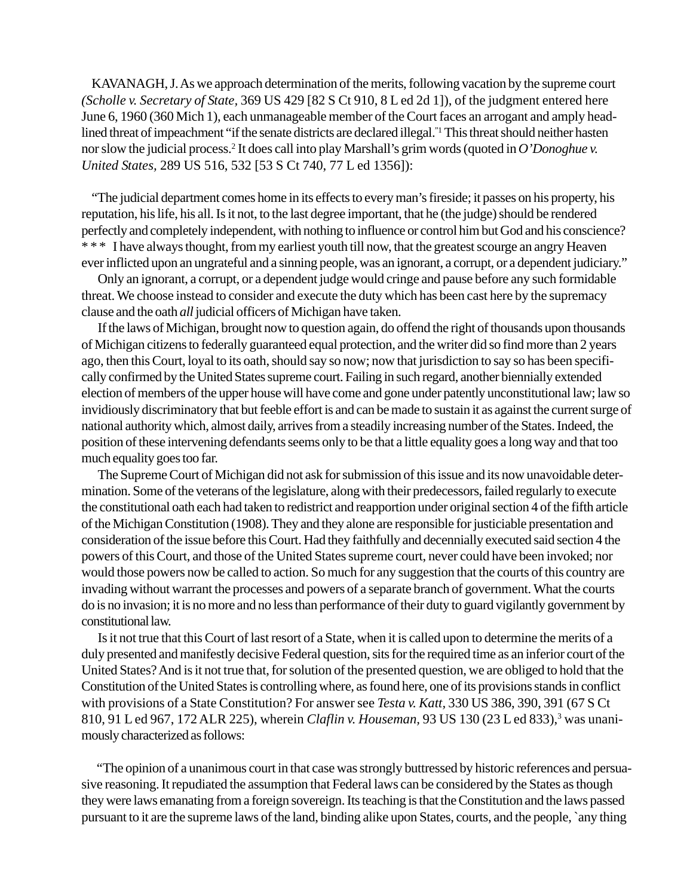KAVANAGH, J. As we approach determination of the merits, following vacation by the supreme court *(Scholle v. Secretary of State*, 369 US 429 [82 S Ct 910, 8 L ed 2d 1]), of the judgment entered here June 6, 1960 (360 Mich 1), each unmanageable member of the Court faces an arrogant and amply headlined threat of impeachment "if the senate districts are declared illegal."[1] This threat should neither hasten nor slow the judicial process.[2] It does call into play Marshall's grim words (quoted in *O'Donoghue v. United States*, 289 US 516, 532 [53 S Ct 740, 77 L ed 1356]):

"The judicial department comes home in its effects to every man's fireside; it passes on his property, his reputation, his life, his all. Is it not, to the last degree important, that he (the judge) should be rendered perfectly and completely independent, with nothing to influence or control him but God and his conscience? * * * I have always thought, from my earliest youth till now, that the greatest scourge an angry Heaven ever inflicted upon an ungrateful and a sinning people, was an ignorant, a corrupt, or a dependent judiciary."

Only an ignorant, a corrupt, or a dependent judge would cringe and pause before any such formidable threat. We choose instead to consider and execute the duty which has been cast here by the supremacy clause and the oath *all* judicial officers of Michigan have taken.

If the laws of Michigan, brought now to question again, do offend the right of thousands upon thousands of Michigan citizens to federally guaranteed equal protection, and the writer did so find more than 2 years ago, then this Court, loyal to its oath, should say so now; now that jurisdiction to say so has been specifically confirmed by the United States supreme court. Failing in such regard, another biennially extended election of members of the upper house will have come and gone under patently unconstitutional law; law so invidiously discriminatory that but feeble effort is and can be made to sustain it as against the current surge of national authority which, almost daily, arrives from a steadily increasing number of the States. Indeed, the position of these intervening defendants seems only to be that a little equality goes a long way and that too much equality goes too far.

The Supreme Court of Michigan did not ask for submission of this issue and its now unavoidable determination. Some of the veterans of the legislature, along with their predecessors, failed regularly to execute the constitutional oath each had taken to redistrict and reapportion under original section 4 of the fifth article of the Michigan Constitution (1908). They and they alone are responsible for justiciable presentation and consideration of the issue before this Court. Had they faithfully and decennially executed said section 4 the powers of this Court, and those of the United States supreme court, never could have been invoked; nor would those powers now be called to action. So much for any suggestion that the courts of this country are invading without warrant the processes and powers of a separate branch of government. What the courts do is no invasion; it is no more and no less than performance of their duty to guard vigilantly government by constitutional law.

Is it not true that this Court of last resort of a State, when it is called upon to determine the merits of a duly presented and manifestly decisive Federal question, sits for the required time as an inferior court of the United States? And is it not true that, for solution of the presented question, we are obliged to hold that the Constitution of the United States is controlling where, as found here, one of its provisions stands in conflict with provisions of a State Constitution? For answer see *Testa v. Katt*, 330 US 386, 390, 391 (67 S Ct 810, 91 L ed 967, 172 ALR 225), wherein *Claflin v. Houseman*, 93 US 130 (23 L ed 833),[3] was unanimously characterized as follows:

"The opinion of a unanimous court in that case was strongly buttressed by historic references and persuasive reasoning. It repudiated the assumption that Federal laws can be considered by the States as though they were laws emanating from a foreign sovereign. Its teaching is that the Constitution and the laws passed pursuant to it are the supreme laws of the land, binding alike upon States, courts, and the people, `any thing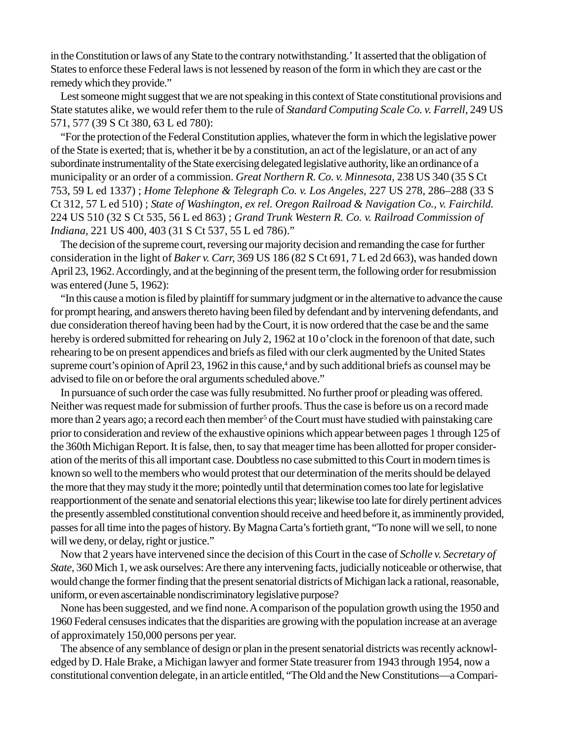in the Constitution or laws of any State to the contrary notwithstanding.' It asserted that the obligation of States to enforce these Federal laws is not lessened by reason of the form in which they are cast or the remedy which they provide."

Lest someone might suggest that we are not speaking in this context of State constitutional provisions and State statutes alike, we would refer them to the rule of *Standard Computing Scale Co. v. Farrell,* 249 US 571, 577 (39 S Ct 380, 63 L ed 780):

"For the protection of the Federal Constitution applies, whatever the form in which the legislative power of the State is exerted; that is, whether it be by a constitution, an act of the legislature, or an act of any subordinate instrumentality of the State exercising delegated legislative authority, like an ordinance of a municipality or an order of a commission. *Great Northern R. Co. v. Minnesota,* 238 US 340 (35 S Ct 753, 59 L ed 1337) ; *Home Telephone & Telegraph Co. v. Los Angeles,* 227 US 278, 286–288 (33 S Ct 312, 57 L ed 510) ; *State of Washington, ex rel. Oregon Railroad & Navigation Co., v. Fairchild.* 224 US 510 (32 S Ct 535, 56 L ed 863) ; *Grand Trunk Western R. Co. v. Railroad Commission of Indiana,* 221 US 400, 403 (31 S Ct 537, 55 L ed 786)."

The decision of the supreme court, reversing our majority decision and remanding the case for further consideration in the light of *Baker v. Carr,* 369 US 186 (82 S Ct 691, 7 L ed 2d 663), was handed down April 23, 1962. Accordingly, and at the beginning of the present term, the following order for resubmission was entered (June 5, 1962):

"In this cause a motion is filed by plaintiff for summary judgment or in the alternative to advance the cause for prompt hearing, and answers thereto having been filed by defendant and by intervening defendants, and due consideration thereof having been had by the Court, it is now ordered that the case be and the same hereby is ordered submitted for rehearing on July 2, 1962 at 10 o'clock in the forenoon of that date, such rehearing to be on present appendices and briefs as filed with our clerk augmented by the United States supreme court's opinion of April 23, 1962 in this cause,[4] and by such additional briefs as counsel may be advised to file on or before the oral arguments scheduled above."

In pursuance of such order the case was fully resubmitted. No further proof or pleading was offered. Neither was request made for submission of further proofs. Thus the case is before us on a record made more than 2 years ago; a record each then member[5] of the Court must have studied with painstaking care prior to consideration and review of the exhaustive opinions which appear between pages 1 through 125 of the 360th Michigan Report. It is false, then, to say that meager time has been allotted for proper consideration of the merits of this all important case. Doubtless no case submitted to this Court in modern times is known so well to the members who would protest that our determination of the merits should be delayed the more that they may study it the more; pointedly until that determination comes too late for legislative reapportionment of the senate and senatorial elections this year; likewise too late for direly pertinent advices the presently assembled constitutional convention should receive and heed before it, as imminently provided, passes for all time into the pages of history. By Magna Carta's fortieth grant, "To none will we sell, to none will we deny, or delay, right or justice."

Now that 2 years have intervened since the decision of this Court in the case of *Scholle v. Secretary of State,* 360 Mich 1, we ask ourselves: Are there any intervening facts, judicially noticeable or otherwise, that would change the former finding that the present senatorial districts of Michigan lack a rational, reasonable, uniform, or even ascertainable nondiscriminatory legislative purpose?

None has been suggested, and we find none. A comparison of the population growth using the 1950 and 1960 Federal censuses indicates that the disparities are growing with the population increase at an average of approximately 150,000 persons per year.

The absence of any semblance of design or plan in the present senatorial districts was recently acknowledged by D. Hale Brake, a Michigan lawyer and former State treasurer from 1943 through 1954, now a constitutional convention delegate, in an article entitled, "The Old and the New Constitutions—a Compari-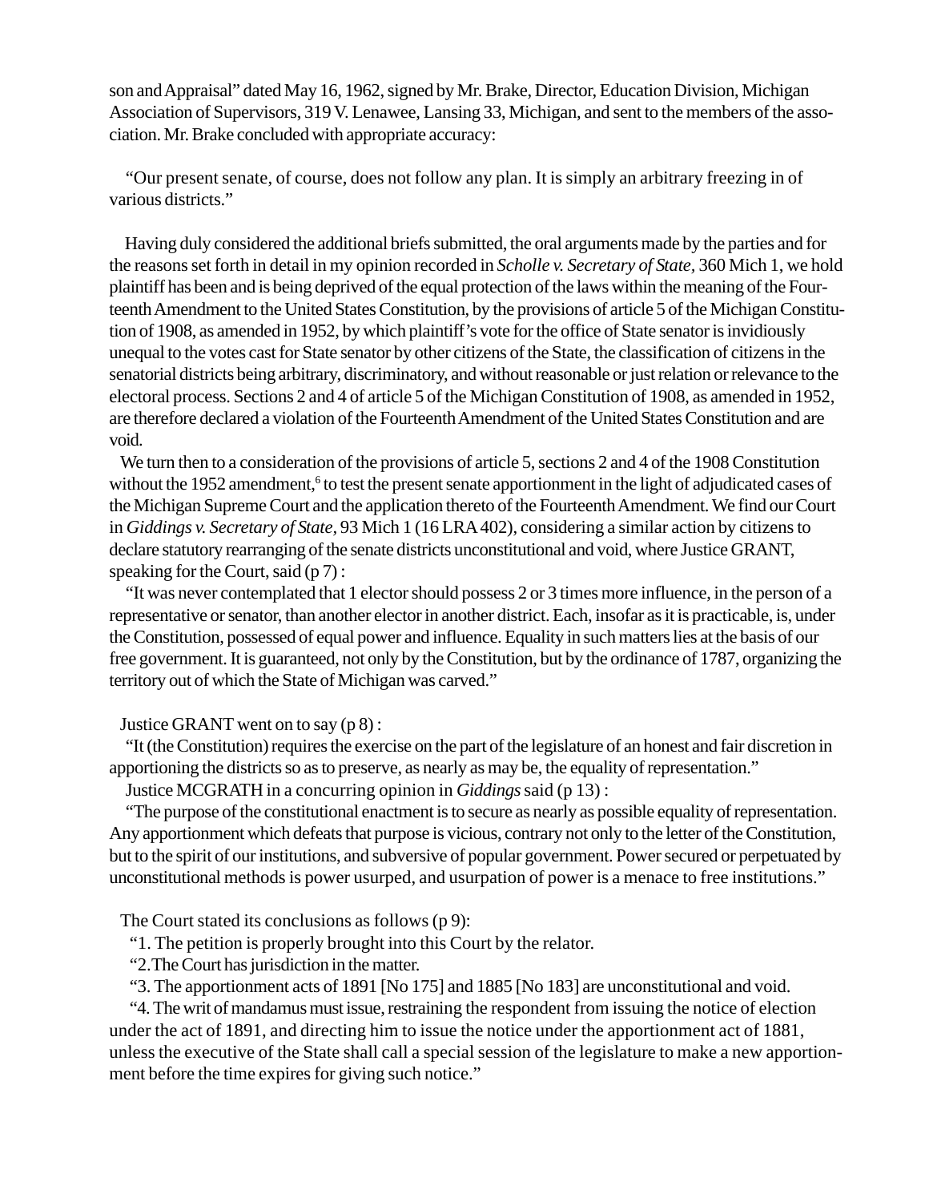son and Appraisal" dated May 16, 1962, signed by Mr. Brake, Director, Education Division, Michigan Association of Supervisors, 319 V. Lenawee, Lansing 33, Michigan, and sent to the members of the association. Mr. Brake concluded with appropriate accuracy:

"Our present senate, of course, does not follow any plan. It is simply an arbitrary freezing in of various districts."

Having duly considered the additional briefs submitted, the oral arguments made by the parties and for the reasons set forth in detail in my opinion recorded in *Scholle v. Secretary of State*, 360 Mich 1, we hold plaintiff has been and is being deprived of the equal protection of the laws within the meaning of the Fourteenth Amendment to the United States Constitution, by the provisions of article 5 of the Michigan Constitution of 1908, as amended in 1952, by which plaintiff's vote for the office of State senator is invidiously unequal to the votes cast for State senator by other citizens of the State, the classification of citizens in the senatorial districts being arbitrary, discriminatory, and without reasonable or just relation or relevance to the electoral process. Sections 2 and 4 of article 5 of the Michigan Constitution of 1908, as amended in 1952, are therefore declared a violation of the Fourteenth Amendment of the United States Constitution and are void.

We turn then to a consideration of the provisions of article 5, sections 2 and 4 of the 1908 Constitution without the 1952 amendment,[6] to test the present senate apportionment in the light of adjudicated cases of the Michigan Supreme Court and the application thereto of the Fourteenth Amendment. We find our Court in *Giddings v. Secretary of State*, 93 Mich 1 (16 LRA 402), considering a similar action by citizens to declare statutory rearranging of the senate districts unconstitutional and void, where Justice GRANT, speaking for the Court, said (p 7) :

"It was never contemplated that 1 elector should possess 2 or 3 times more influence, in the person of a representative or senator, than another elector in another district. Each, insofar as it is practicable, is, under the Constitution, possessed of equal power and influence. Equality in such matters lies at the basis of our free government. It is guaranteed, not only by the Constitution, but by the ordinance of 1787, organizing the territory out of which the State of Michigan was carved."

Justice GRANT went on to say (p 8) :

"It (the Constitution) requires the exercise on the part of the legislature of an honest and fair discretion in apportioning the districts so as to preserve, as nearly as may be, the equality of representation."

Justice MCGRATH in a concurring opinion in *Giddings* said (p 13) :

"The purpose of the constitutional enactment is to secure as nearly as possible equality of representation. Any apportionment which defeats that purpose is vicious, contrary not only to the letter of the Constitution, but to the spirit of our institutions, and subversive of popular government. Power secured or perpetuated by unconstitutional methods is power usurped, and usurpation of power is a menace to free institutions."

The Court stated its conclusions as follows (p 9):

"1. The petition is properly brought into this Court by the relator.

"2. The Court has jurisdiction in the matter.

"3. The apportionment acts of 1891 [No 175] and 1885 [No 183] are unconstitutional and void.

"4. The writ of mandamus must issue, restraining the respondent from issuing the notice of election under the act of 1891, and directing him to issue the notice under the apportionment act of 1881, unless the executive of the State shall call a special session of the legislature to make a new apportionment before the time expires for giving such notice."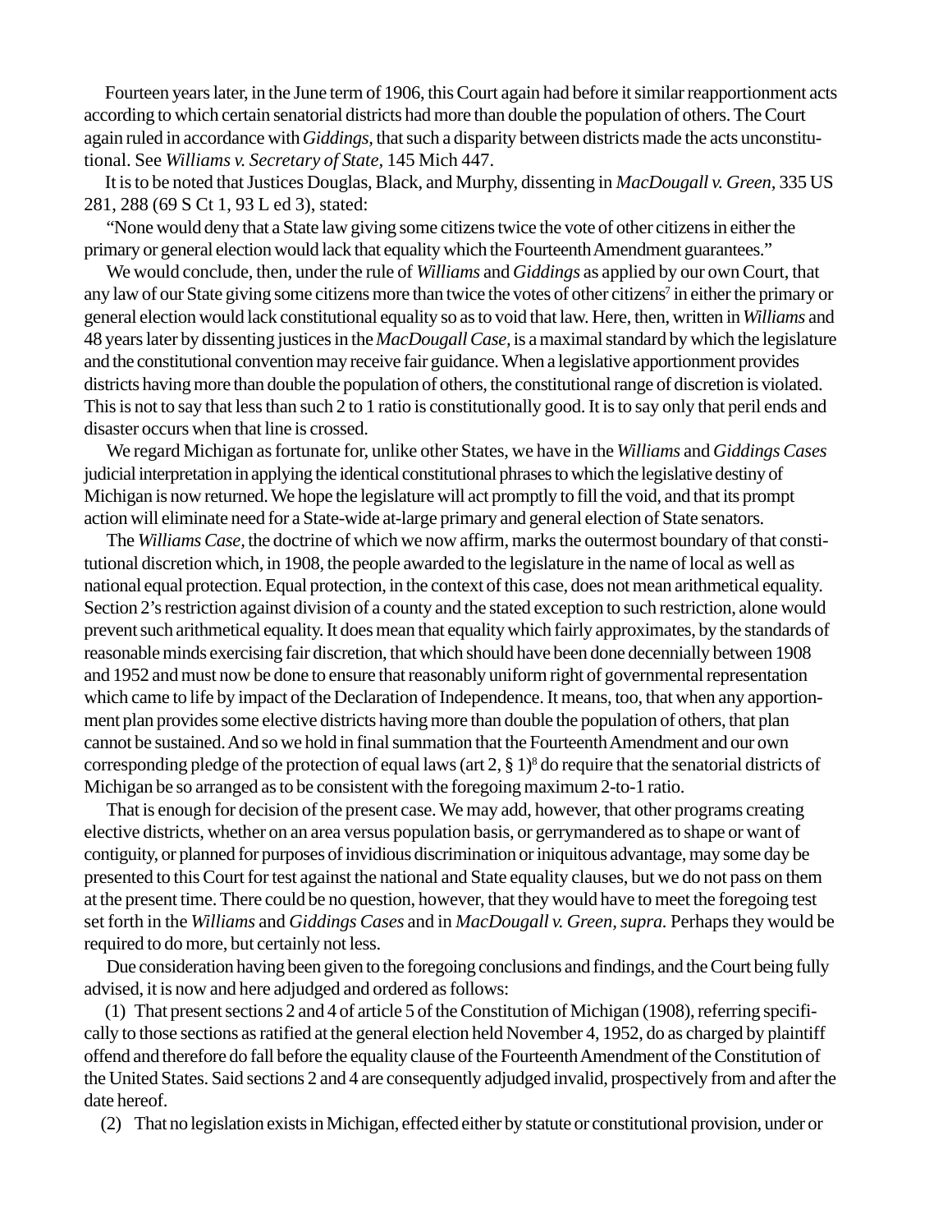Fourteen years later, in the June term of 1906, this Court again had before it similar reapportionment acts according to which certain senatorial districts had more than double the population of others. The Court again ruled in accordance with *Giddings,* that such a disparity between districts made the acts unconstitutional. See *Williams v. Secretary of State,* 145 Mich 447.

It is to be noted that Justices Douglas, Black, and Murphy, dissenting in *MacDougall v. Green,* 335 US 281, 288 (69 S Ct 1, 93 L ed 3), stated:

"None would deny that a State law giving some citizens twice the vote of other citizens in either the primary or general election would lack that equality which the Fourteenth Amendment guarantees."

We would conclude, then, under the rule of *Williams* and *Giddings* as applied by our own Court, that any law of our State giving some citizens more than twice the votes of other citizens[7] in either the primary or general election would lack constitutional equality so as to void that law. Here, then, written in *Williams* and 48 years later by dissenting justices in the *MacDougall Case,* is a maximal standard by which the legislature and the constitutional convention may receive fair guidance. When a legislative apportionment provides districts having more than double the population of others, the constitutional range of discretion is violated. This is not to say that less than such 2 to 1 ratio is constitutionally good. It is to say only that peril ends and disaster occurs when that line is crossed.

We regard Michigan as fortunate for, unlike other States, we have in the *Williams* and *Giddings Cases* judicial interpretation in applying the identical constitutional phrases to which the legislative destiny of Michigan is now returned. We hope the legislature will act promptly to fill the void, and that its prompt action will eliminate need for a State-wide at-large primary and general election of State senators.

The *Williams Case,* the doctrine of which we now affirm, marks the outermost boundary of that constitutional discretion which, in 1908, the people awarded to the legislature in the name of local as well as national equal protection. Equal protection, in the context of this case, does not mean arithmetical equality. Section 2's restriction against division of a county and the stated exception to such restriction, alone would prevent such arithmetical equality. It does mean that equality which fairly approximates, by the standards of reasonable minds exercising fair discretion, that which should have been done decennially between 1908 and 1952 and must now be done to ensure that reasonably uniform right of governmental representation which came to life by impact of the Declaration of Independence. It means, too, that when any apportionment plan provides some elective districts having more than double the population of others, that plan cannot be sustained. And so we hold in final summation that the Fourteenth Amendment and our own corresponding pledge of the protection of equal laws (art 2, § 1)[8] do require that the senatorial districts of Michigan be so arranged as to be consistent with the foregoing maximum 2-to-1 ratio.

That is enough for decision of the present case. We may add, however, that other programs creating elective districts, whether on an area versus population basis, or gerrymandered as to shape or want of contiguity, or planned for purposes of invidious discrimination or iniquitous advantage, may some day be presented to this Court for test against the national and State equality clauses, but we do not pass on them at the present time. There could be no question, however, that they would have to meet the foregoing test set forth in the *Williams* and *Giddings Cases* and in *MacDougall v. Green, supra.* Perhaps they would be required to do more, but certainly not less.

Due consideration having been given to the foregoing conclusions and findings, and the Court being fully advised, it is now and here adjudged and ordered as follows:

(1) That present sections 2 and 4 of article 5 of the Constitution of Michigan (1908), referring specifically to those sections as ratified at the general election held November 4, 1952, do as charged by plaintiff offend and therefore do fall before the equality clause of the Fourteenth Amendment of the Constitution of the United States. Said sections 2 and 4 are consequently adjudged invalid, prospectively from and after the date hereof.

(2) That no legislation exists in Michigan, effected either by statute or constitutional provision, under or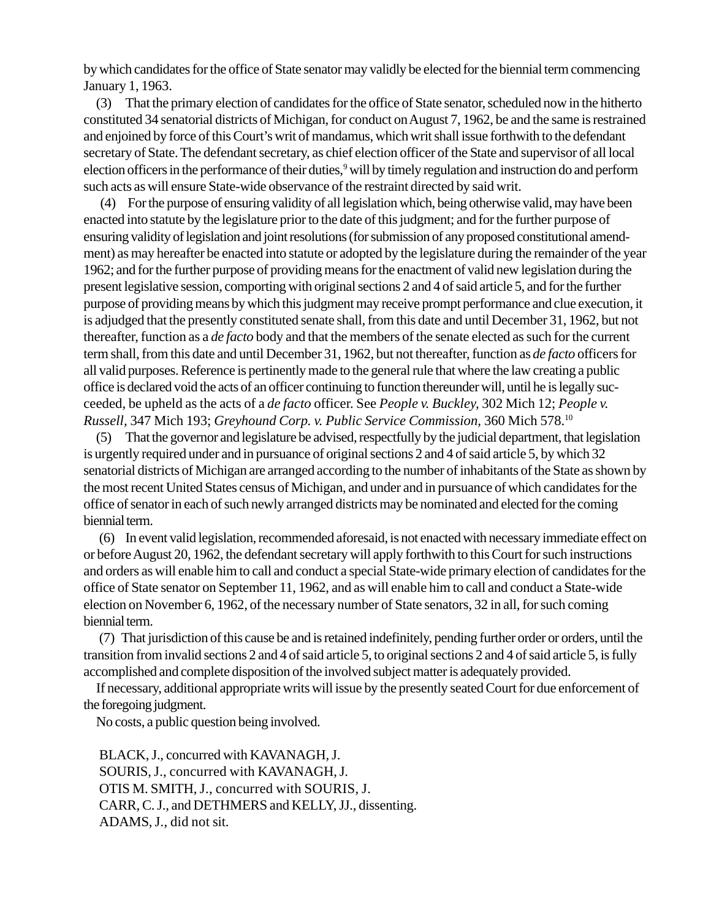by which candidates for the office of State senator may validly be elected for the biennial term commencing January 1, 1963.

(3) That the primary election of candidates for the office of State senator, scheduled now in the hitherto constituted 34 senatorial districts of Michigan, for conduct on August 7, 1962, be and the same is restrained and enjoined by force of this Court's writ of mandamus, which writ shall issue forthwith to the defendant secretary of State. The defendant secretary, as chief election officer of the State and supervisor of all local election officers in the performance of their duties,[9] will by timely regulation and instruction do and perform such acts as will ensure State-wide observance of the restraint directed by said writ.

(4) For the purpose of ensuring validity of all legislation which, being otherwise valid, may have been enacted into statute by the legislature prior to the date of this judgment; and for the further purpose of ensuring validity of legislation and joint resolutions (for submission of any proposed constitutional amendment) as may hereafter be enacted into statute or adopted by the legislature during the remainder of the year 1962; and for the further purpose of providing means for the enactment of valid new legislation during the present legislative session, comporting with original sections 2 and 4 of said article 5, and for the further purpose of providing means by which this judgment may receive prompt performance and clue execution, it is adjudged that the presently constituted senate shall, from this date and until December 31, 1962, but not thereafter, function as a *de facto* body and that the members of the senate elected as such for the current term shall, from this date and until December 31, 1962, but not thereafter, function as *de facto* officers for all valid purposes. Reference is pertinently made to the general rule that where the law creating a public office is declared void the acts of an officer continuing to function thereunder will, until he is legally succeeded, be upheld as the acts of a *de facto* officer. See *People v. Buckley,* 302 Mich 12; *People v. Russell,* 347 Mich 193; *Greyhound Corp. v. Public Service Commission,* 360 Mich 578.[10]

(5) That the governor and legislature be advised, respectfully by the judicial department, that legislation is urgently required under and in pursuance of original sections 2 and 4 of said article 5, by which 32 senatorial districts of Michigan are arranged according to the number of inhabitants of the State as shown by the most recent United States census of Michigan, and under and in pursuance of which candidates for the office of senator in each of such newly arranged districts may be nominated and elected for the coming biennial term.

(6) In event valid legislation, recommended aforesaid, is not enacted with necessary immediate effect on or before August 20, 1962, the defendant secretary will apply forthwith to this Court for such instructions and orders as will enable him to call and conduct a special State-wide primary election of candidates for the office of State senator on September 11, 1962, and as will enable him to call and conduct a State-wide election on November 6, 1962, of the necessary number of State senators, 32 in all, for such coming biennial term.

(7) That jurisdiction of this cause be and is retained indefinitely, pending further order or orders, until the transition from invalid sections 2 and 4 of said article 5, to original sections 2 and 4 of said article 5, is fully accomplished and complete disposition of the involved subject matter is adequately provided.

If necessary, additional appropriate writs will issue by the presently seated Court for due enforcement of the foregoing judgment.

No costs, a public question being involved.

BLACK, J., concurred with KAVANAGH, J.
SOURIS, J., concurred with KAVANAGH, J.
OTIS M. SMITH, J., concurred with SOURIS, J.
CARR, C. J., and DETHMERS and KELLY, JJ., dissenting.
ADAMS, J., did not sit.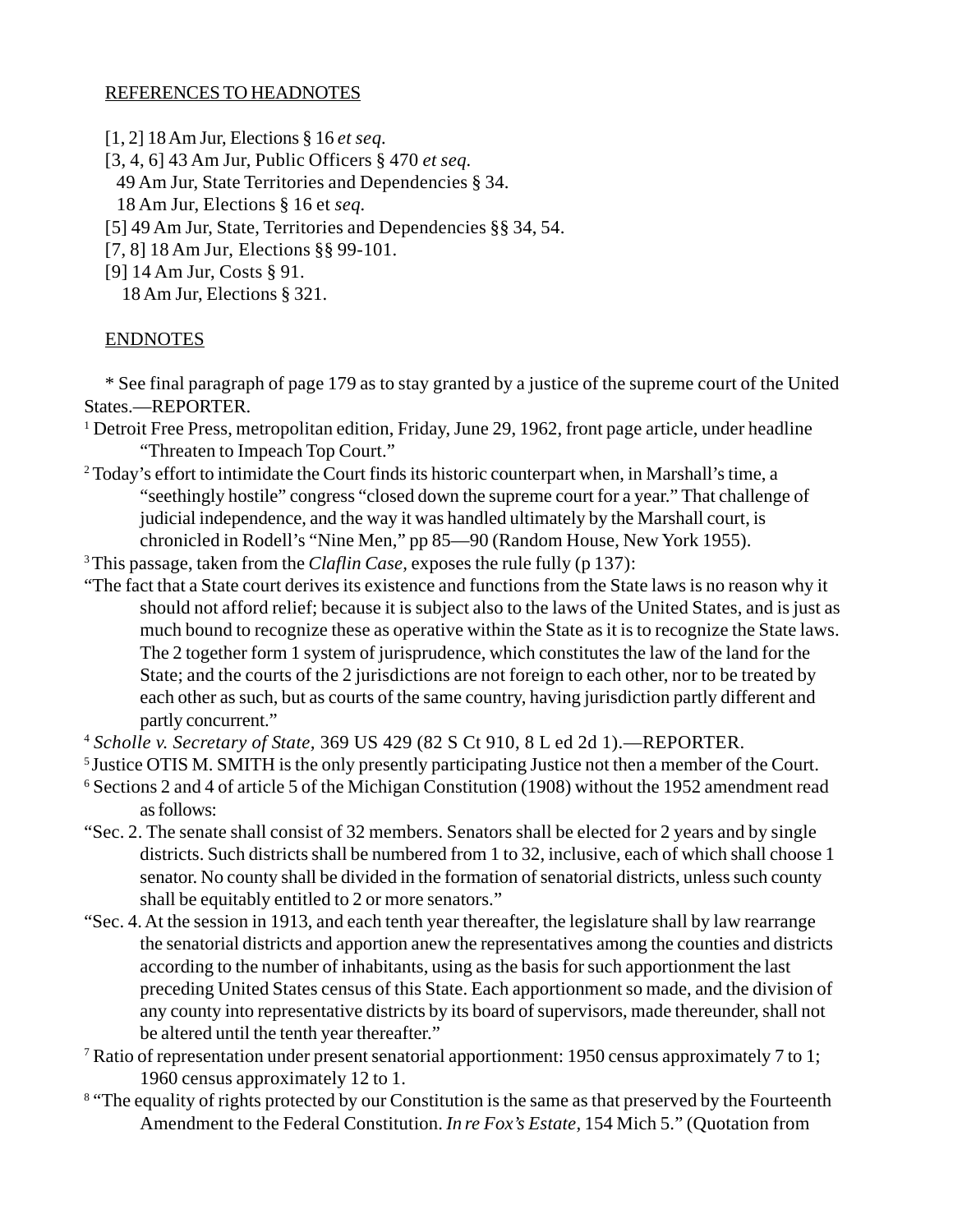## REFERENCES TO HEADNOTES

[1, 2] 18 Am Jur, Elections § 16 *et seq.*
[3, 4, 6] 43 Am Jur, Public Officers § 470 *et seq.*
49 Am Jur, State Territories and Dependencies § 34.
18 Am Jur, Elections § 16 et *seq.*
[5] 49 Am Jur, State, Territories and Dependencies §§ 34, 54.
[7, 8] 18 Am Jur, Elections §§ 99-101.
[9] 14 Am Jur, Costs § 91.
18 Am Jur, Elections § 321.

## ENDNOTES

* See final paragraph of page 179 as to stay granted by a justice of the supreme court of the United States.—REPORTER.

[1] Detroit Free Press, metropolitan edition, Friday, June 29, 1962, front page article, under headline "Threaten to Impeach Top Court."

[2] Today's effort to intimidate the Court finds its historic counterpart when, in Marshall's time, a "seethingly hostile" congress "closed down the supreme court for a year." That challenge of judicial independence, and the way it was handled ultimately by the Marshall court, is chronicled in Rodell's "Nine Men," pp 85—90 (Random House, New York 1955).

[3] This passage, taken from the *Claflin Case*, exposes the rule fully (p 137):

"The fact that a State court derives its existence and functions from the State laws is no reason why it should not afford relief; because it is subject also to the laws of the United States, and is just as much bound to recognize these as operative within the State as it is to recognize the State laws. The 2 together form 1 system of jurisprudence, which constitutes the law of the land for the State; and the courts of the 2 jurisdictions are not foreign to each other, nor to be treated by each other as such, but as courts of the same country, having jurisdiction partly different and partly concurrent."

[4] *Scholle v. Secretary of State*, 369 US 429 (82 S Ct 910, 8 L ed 2d 1).—REPORTER.

[5] Justice OTIS M. SMITH is the only presently participating Justice not then a member of the Court.

[6] Sections 2 and 4 of article 5 of the Michigan Constitution (1908) without the 1952 amendment read as follows:

"Sec. 2. The senate shall consist of 32 members. Senators shall be elected for 2 years and by single districts. Such districts shall be numbered from 1 to 32, inclusive, each of which shall choose 1 senator. No county shall be divided in the formation of senatorial districts, unless such county shall be equitably entitled to 2 or more senators."

"Sec. 4. At the session in 1913, and each tenth year thereafter, the legislature shall by law rearrange the senatorial districts and apportion anew the representatives among the counties and districts according to the number of inhabitants, using as the basis for such apportionment the last preceding United States census of this State. Each apportionment so made, and the division of any county into representative districts by its board of supervisors, made thereunder, shall not be altered until the tenth year thereafter."

[7] Ratio of representation under present senatorial apportionment: 1950 census approximately 7 to 1; 1960 census approximately 12 to 1.

[8] "The equality of rights protected by our Constitution is the same as that preserved by the Fourteenth Amendment to the Federal Constitution. *In re Fox's Estate*, 154 Mich 5." (Quotation from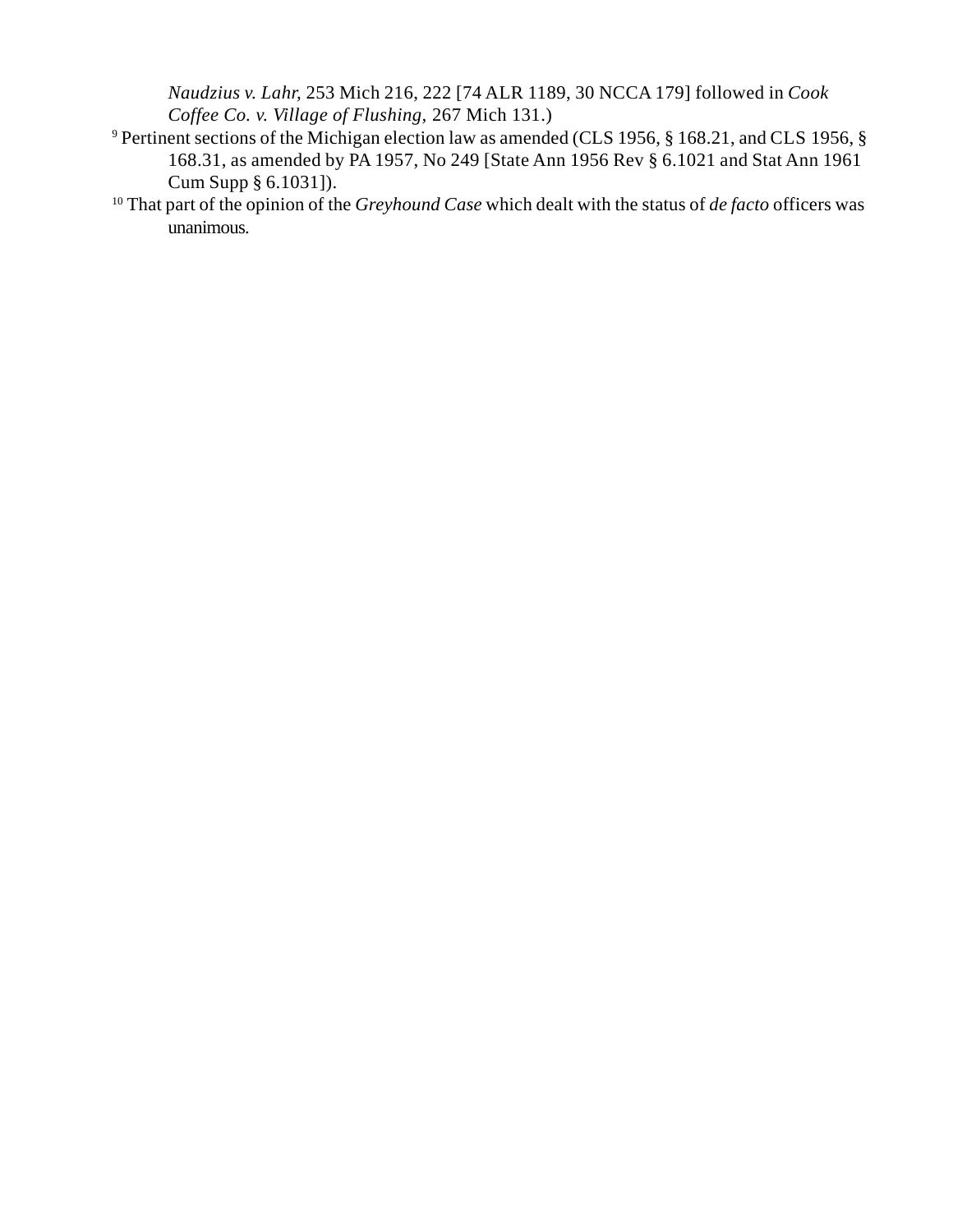*Naudzius v. Lahr,* 253 Mich 216, 222 [74 ALR 1189, 30 NCCA 179] followed in *Cook Coffee Co. v. Village of Flushing,* 267 Mich 131.)

[9] Pertinent sections of the Michigan election law as amended (CLS 1956, § 168.21, and CLS 1956, § 168.31, as amended by PA 1957, No 249 [State Ann 1956 Rev § 6.1021 and Stat Ann 1961 Cum Supp § 6.1031]).

[10] That part of the opinion of the *Greyhound Case* which dealt with the status of *de facto* officers was unanimous.